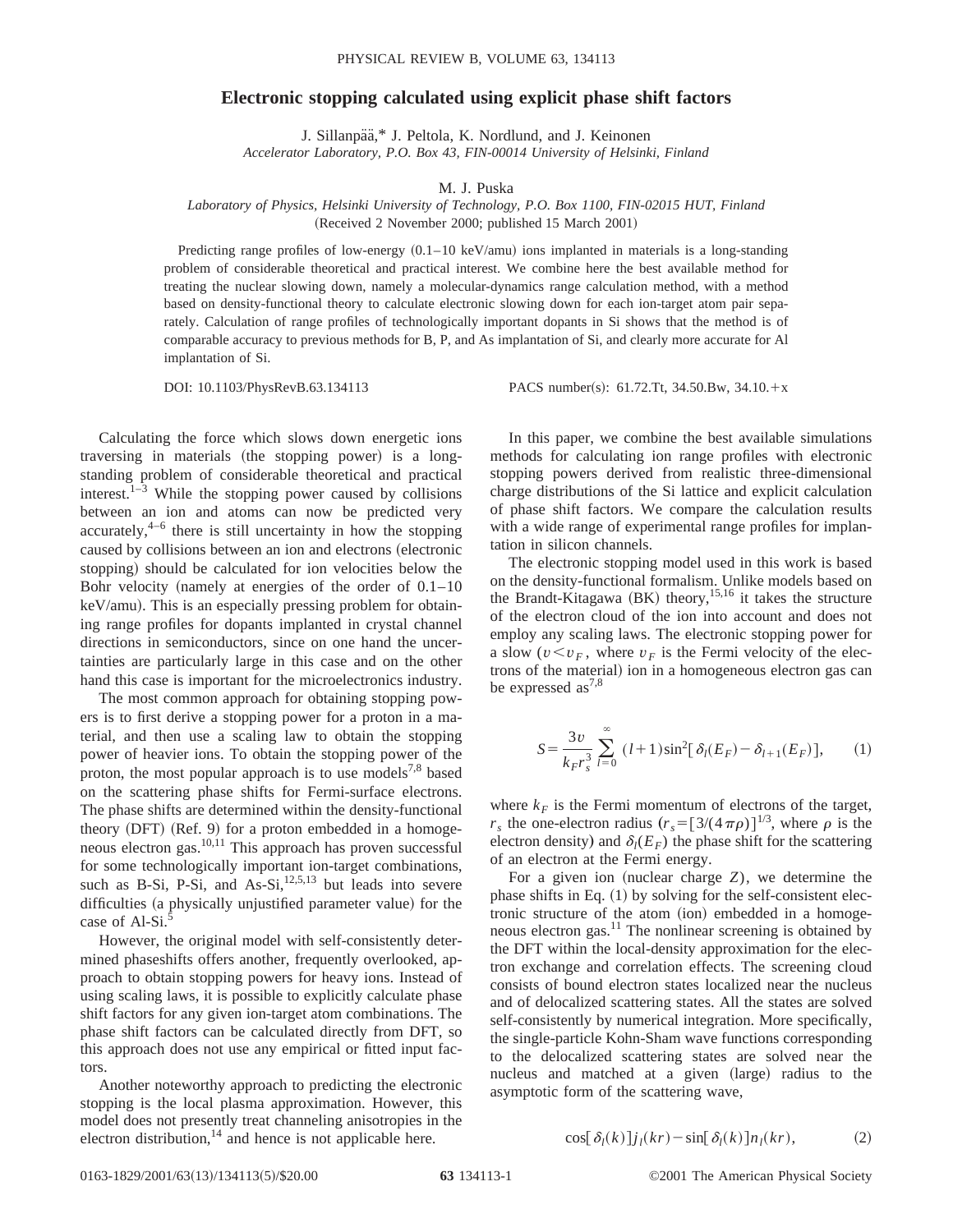# Electronic stopping calculated using explicit phase shift factors

J. Sillanpää,* J. Peltola, K. Nordlund, and J. Keinonen

*Accelerator Laboratory, P.O. Box 43, FIN-00014 University of Helsinki, Finland*

M. J. Puska

*Laboratory of Physics, Helsinki University of Technology, P.O. Box 1100, FIN-02015 HUT, Finland*

(Received 2 November 2000; published 15 March 2001)

Predicting range profiles of low-energy (0.1–10 keV/amu) ions implanted in materials is a long-standing problem of considerable theoretical and practical interest. We combine here the best available method for treating the nuclear slowing down, namely a molecular-dynamics range calculation method, with a method based on density-functional theory to calculate electronic slowing down for each ion-target atom pair separately. Calculation of range profiles of technologically important dopants in Si shows that the method is of comparable accuracy to previous methods for B, P, and As implantation of Si, and clearly more accurate for Al implantation of Si.

DOI: 10.1103/PhysRevB.63.134113 PACS number(s): 61.72.Tt, 34.50.Bw, 34.10.+x

Calculating the force which slows down energetic ions traversing in materials (the stopping power) is a long-standing problem of considerable theoretical and practical interest.[1–3] While the stopping power caused by collisions between an ion and atoms can now be predicted very accurately,[4–6] there is still uncertainty in how the stopping caused by collisions between an ion and electrons (electronic stopping) should be calculated for ion velocities below the Bohr velocity (namely at energies of the order of 0.1–10 keV/amu). This is an especially pressing problem for obtaining range profiles for dopants implanted in crystal channel directions in semiconductors, since on one hand the uncertainties are particularly large in this case and on the other hand this case is important for the microelectronics industry.

The most common approach for obtaining stopping powers is to first derive a stopping power for a proton in a material, and then use a scaling law to obtain the stopping power of heavier ions. To obtain the stopping power of the proton, the most popular approach is to use models[7,8] based on the scattering phase shifts for Fermi-surface electrons. The phase shifts are determined within the density-functional theory (DFT) (Ref. 9) for a proton embedded in a homogeneous electron gas.[10,11] This approach has proven successful for some technologically important ion-target combinations, such as B-Si, P-Si, and As-Si,[12,5,13] but leads into severe difficulties (a physically unjustified parameter value) for the case of Al-Si.[5]

However, the original model with self-consistently determined phaseshifts offers another, frequently overlooked, approach to obtain stopping powers for heavy ions. Instead of using scaling laws, it is possible to explicitly calculate phase shift factors for any given ion-target atom combinations. The phase shift factors can be calculated directly from DFT, so this approach does not use any empirical or fitted input factors.

Another noteworthy approach to predicting the electronic stopping is the local plasma approximation. However, this model does not presently treat channeling anisotropies in the electron distribution,[14] and hence is not applicable here.

In this paper, we combine the best available simulations methods for calculating ion range profiles with electronic stopping powers derived from realistic three-dimensional charge distributions of the Si lattice and explicit calculation of phase shift factors. We compare the calculation results with a wide range of experimental range profiles for implantation in silicon channels.

The electronic stopping model used in this work is based on the density-functional formalism. Unlike models based on the Brandt-Kitagawa (BK) theory,[15,16] it takes the structure of the electron cloud of the ion into account and does not employ any scaling laws. The electronic stopping power for a slow ($v<v_F$, where $v_F$ is the Fermi velocity of the electrons of the material) ion in a homogeneous electron gas can be expressed as[7,8]

$$S=\frac{3v}{k_F r_s^3}\sum_{l=0}^{\infty}(l+1)\sin^2[\delta_l(E_F)-\delta_{l+1}(E_F)], \qquad (1)$$

where $k_F$ is the Fermi momentum of electrons of the target, $r_s$ the one-electron radius ($r_s=[3/(4\pi\rho)]^{1/3}$, where $\rho$ is the electron density) and $\delta_l(E_F)$ the phase shift for the scattering of an electron at the Fermi energy.

For a given ion (nuclear charge $Z$), we determine the phase shifts in Eq. (1) by solving for the self-consistent electronic structure of the atom (ion) embedded in a homogeneous electron gas.[11] The nonlinear screening is obtained by the DFT within the local-density approximation for the electron exchange and correlation effects. The screening cloud consists of bound electron states localized near the nucleus and of delocalized scattering states. All the states are solved self-consistently by numerical integration. More specifically, the single-particle Kohn-Sham wave functions corresponding to the delocalized scattering states are solved near the nucleus and matched at a given (large) radius to the asymptotic form of the scattering wave,

$$\cos[\delta_l(k)]j_l(kr)-\sin[\delta_l(k)]n_l(kr), \qquad (2)$$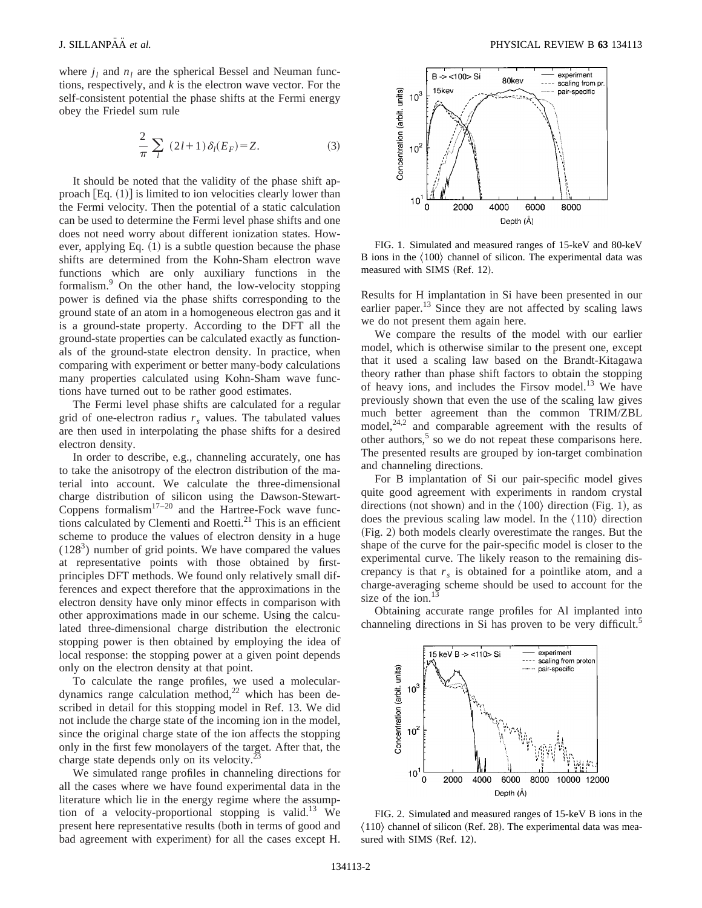where $j_l$ and $n_l$ are the spherical Bessel and Neuman functions, respectively, and $k$ is the electron wave vector. For the self-consistent potential the phase shifts at the Fermi energy obey the Friedel sum rule

$$\frac{2}{\pi}\sum_{l}\ (2l+1)\,\delta_l(E_F)=Z. \tag{3}$$

It should be noted that the validity of the phase shift approach [Eq. (1)] is limited to ion velocities clearly lower than the Fermi velocity. Then the potential of a static calculation can be used to determine the Fermi level phase shifts and one does not need worry about different ionization states. However, applying Eq. (1) is a subtle question because the phase shifts are determined from the Kohn-Sham electron wave functions which are only auxiliary functions in the formalism.[9] On the other hand, the low-velocity stopping power is defined via the phase shifts corresponding to the ground state of an atom in a homogeneous electron gas and it is a ground-state property. According to the DFT all the ground-state properties can be calculated exactly as functionals of the ground-state electron density. In practice, when comparing with experiment or better many-body calculations many properties calculated using Kohn-Sham wave functions have turned out to be rather good estimates.

The Fermi level phase shifts are calculated for a regular grid of one-electron radius $r_s$ values. The tabulated values are then used in interpolating the phase shifts for a desired electron density.

In order to describe, e.g., channeling accurately, one has to take the anisotropy of the electron distribution of the material into account. We calculate the three-dimensional charge distribution of silicon using the Dawson-Stewart-Coppens formalism[17–20] and the Hartree-Fock wave functions calculated by Clementi and Roetti.[21] This is an efficient scheme to produce the values of electron density in a huge ($128^3$) number of grid points. We have compared the values at representative points with those obtained by first-principles DFT methods. We found only relatively small differences and expect therefore that the approximations in the electron density have only minor effects in comparison with other approximations made in our scheme. Using the calculated three-dimensional charge distribution the electronic stopping power is then obtained by employing the idea of local response: the stopping power at a given point depends only on the electron density at that point.

To calculate the range profiles, we used a molecular-dynamics range calculation method,[22] which has been described in detail for this stopping model in Ref. 13. We did not include the charge state of the incoming ion in the model, since the original charge state of the ion affects the stopping only in the first few monolayers of the target. After that, the charge state depends only on its velocity.[23]

We simulated range profiles in channeling directions for all the cases where we have found experimental data in the literature which lie in the energy regime where the assumption of a velocity-proportional stopping is valid.[13] We present here representative results (both in terms of good and bad agreement with experiment) for all the cases except H.

FIG. 1. Simulated and measured ranges of 15-keV and 80-keV B ions in the ⟨100⟩ channel of silicon. The experimental data was measured with SIMS (Ref. 12).

Results for H implantation in Si have been presented in our earlier paper.[13] Since they are not affected by scaling laws we do not present them again here.

We compare the results of the model with our earlier model, which is otherwise similar to the present one, except that it used a scaling law based on the Brandt-Kitagawa theory rather than phase shift factors to obtain the stopping of heavy ions, and includes the Firsov model.[13] We have previously shown that even the use of the scaling law gives much better agreement than the common TRIM/ZBL model,[24,2] and comparable agreement with the results of other authors,[5] so we do not repeat these comparisons here. The presented results are grouped by ion-target combination and channeling directions.

For B implantation of Si our pair-specific model gives quite good agreement with experiments in random crystal directions (not shown) and in the ⟨100⟩ direction (Fig. 1), as does the previous scaling law model. In the ⟨110⟩ direction (Fig. 2) both models clearly overestimate the ranges. But the shape of the curve for the pair-specific model is closer to the experimental curve. The likely reason to the remaining discrepancy is that $r_s$ is obtained for a pointlike atom, and a charge-averaging scheme should be used to account for the size of the ion.[13]

Obtaining accurate range profiles for Al implanted into channeling directions in Si has proven to be very difficult.[5]

FIG. 2. Simulated and measured ranges of 15-keV B ions in the ⟨110⟩ channel of silicon (Ref. 28). The experimental data was measured with SIMS (Ref. 12).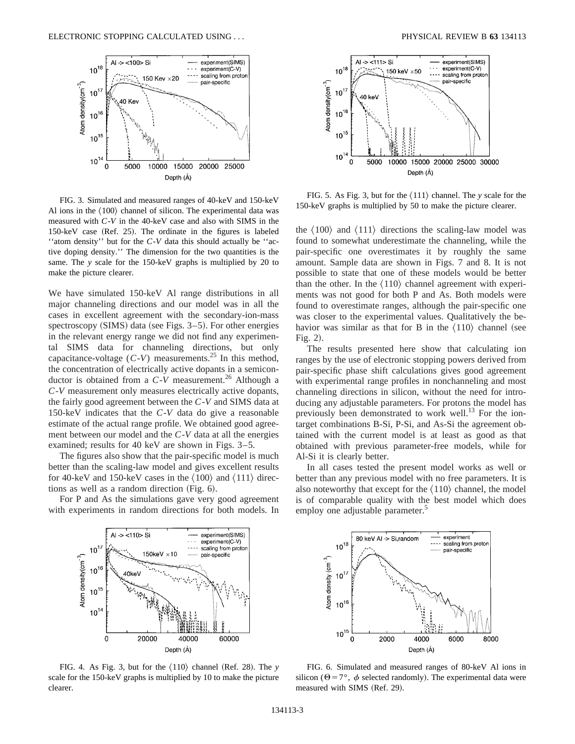FIG. 3. Simulated and measured ranges of 40-keV and 150-keV Al ions in the ⟨100⟩ channel of silicon. The experimental data was measured with *C-V* in the 40-keV case and also with SIMS in the 150-keV case (Ref. 25). The ordinate in the figures is labeled ''atom density'' but for the *C-V* data this should actually be ''active doping density.'' The dimension for the two quantities is the same. The *y* scale for the 150-keV graphs is multiplied by 20 to make the picture clearer.

We have simulated 150-keV Al range distributions in all major channeling directions and our model was in all the cases in excellent agreement with the secondary-ion-mass spectroscopy (SIMS) data (see Figs. 3–5). For other energies in the relevant energy range we did not find any experimental SIMS data for channeling directions, but only capacitance-voltage (*C-V*) measurements.[25] In this method, the concentration of electrically active dopants in a semiconductor is obtained from a *C-V* measurement.[26] Although a *C-V* measurement only measures electrically active dopants, the fairly good agreement between the *C-V* and SIMS data at 150-keV indicates that the *C-V* data do give a reasonable estimate of the actual range profile. We obtained good agreement between our model and the *C-V* data at all the energies examined; results for 40 keV are shown in Figs. 3–5.

The figures also show that the pair-specific model is much better than the scaling-law model and gives excellent results for 40-keV and 150-keV cases in the ⟨100⟩ and ⟨111⟩ directions as well as a random direction (Fig. 6).

For P and As the simulations gave very good agreement with experiments in random directions for both models. In the ⟨100⟩ and ⟨111⟩ directions the scaling-law model was found to somewhat underestimate the channeling, while the pair-specific one overestimates it by roughly the same amount. Sample data are shown in Figs. 7 and 8. It is not possible to state that one of these models would be better than the other. In the ⟨110⟩ channel agreement with experiments was not good for both P and As. Both models were found to overestimate ranges, although the pair-specific one was closer to the experimental values. Qualitatively the behavior was similar as that for B in the ⟨110⟩ channel (see Fig. 2).

FIG. 4. As Fig. 3, but for the ⟨110⟩ channel (Ref. 28). The *y* scale for the 150-keV graphs is multiplied by 10 to make the picture clearer.

FIG. 5. As Fig. 3, but for the ⟨111⟩ channel. The *y* scale for the 150-keV graphs is multiplied by 50 to make the picture clearer.

The results presented here show that calculating ion ranges by the use of electronic stopping powers derived from pair-specific phase shift calculations gives good agreement with experimental range profiles in nonchanneling and most channeling directions in silicon, without the need for introducing any adjustable parameters. For protons the model has previously been demonstrated to work well.[13] For the ion-target combinations B-Si, P-Si, and As-Si the agreement obtained with the current model is at least as good as that obtained with previous parameter-free models, while for Al-Si it is clearly better.

In all cases tested the present model works as well or better than any previous model with no free parameters. It is also noteworthy that except for the ⟨110⟩ channel, the model is of comparable quality with the best model which does employ one adjustable parameter.[5]

FIG. 6. Simulated and measured ranges of 80-keV Al ions in silicon ($\Theta = 7°$, $\phi$ selected randomly). The experimental data were measured with SIMS (Ref. 29).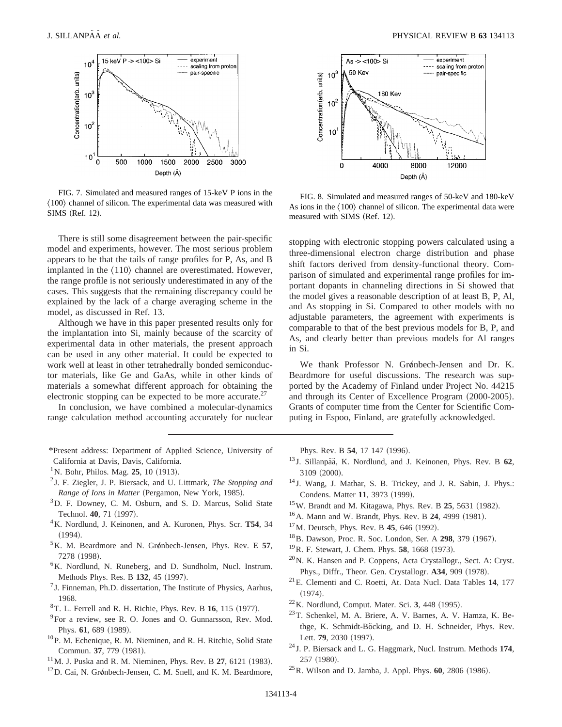FIG. 7. Simulated and measured ranges of 15-keV P ions in the ⟨100⟩ channel of silicon. The experimental data was measured with SIMS (Ref. 12).

FIG. 8. Simulated and measured ranges of 50-keV and 180-keV As ions in the ⟨100⟩ channel of silicon. The experimental data were measured with SIMS (Ref. 12).

There is still some disagreement between the pair-specific model and experiments, however. The most serious problem appears to be that the tails of range profiles for P, As, and B implanted in the ⟨110⟩ channel are overestimated. However, the range profile is not seriously underestimated in any of the cases. This suggests that the remaining discrepancy could be explained by the lack of a charge averaging scheme in the model, as discussed in Ref. 13.

Although we have in this paper presented results only for the implantation into Si, mainly because of the scarcity of experimental data in other materials, the present approach can be used in any other material. It could be expected to work well at least in other tetrahedrally bonded semiconductor materials, like Ge and GaAs, while in other kinds of materials a somewhat different approach for obtaining the electronic stopping can be expected to be more accurate.[27]

In conclusion, we have combined a molecular-dynamics range calculation method accounting accurately for nuclear stopping with electronic stopping powers calculated using a three-dimensional electron charge distribution and phase shift factors derived from density-functional theory. Comparison of simulated and experimental range profiles for important dopants in channeling directions in Si showed that the model gives a reasonable description of at least B, P, Al, and As stopping in Si. Compared to other models with no adjustable parameters, the agreement with experiments is comparable to that of the best previous models for B, P, and As, and clearly better than previous models for Al ranges in Si.

We thank Professor N. Grønbech-Jensen and Dr. K. Beardmore for useful discussions. The research was supported by the Academy of Finland under Project No. 44215 and through its Center of Excellence Program (2000-2005). Grants of computer time from the Center for Scientific Computing in Espoo, Finland, are gratefully acknowledged.

---

*Present address: Department of Applied Science, University of California at Davis, Davis, California.

[1] N. Bohr, Philos. Mag. **25**, 10 (1913).

[2] J. F. Ziegler, J. P. Biersack, and U. Littmark, *The Stopping and Range of Ions in Matter* (Pergamon, New York, 1985).

[3] D. F. Downey, C. M. Osburn, and S. D. Marcus, Solid State Technol. **40**, 71 (1997).

[4] K. Nordlund, J. Keinonen, and A. Kuronen, Phys. Scr. **T54**, 34 (1994).

[5] K. M. Beardmore and N. Grønbech-Jensen, Phys. Rev. E **57**, 7278 (1998).

[6] K. Nordlund, N. Runeberg, and D. Sundholm, Nucl. Instrum. Methods Phys. Res. B **132**, 45 (1997).

[7] J. Finneman, Ph.D. dissertation, The Institute of Physics, Aarhus, 1968.

[8] T. L. Ferrell and R. H. Richie, Phys. Rev. B **16**, 115 (1977).

[9] For a review, see R. O. Jones and O. Gunnarsson, Rev. Mod. Phys. **61**, 689 (1989).

[10] P. M. Echenique, R. M. Nieminen, and R. H. Ritchie, Solid State Commun. **37**, 779 (1981).

[11] M. J. Puska and R. M. Nieminen, Phys. Rev. B **27**, 6121 (1983).

[12] D. Cai, N. Grønbech-Jensen, C. M. Snell, and K. M. Beardmore, Phys. Rev. B **54**, 17 147 (1996).

[13] J. Sillanpää, K. Nordlund, and J. Keinonen, Phys. Rev. B **62**, 3109 (2000).

[14] J. Wang, J. Mathar, S. B. Trickey, and J. R. Sabin, J. Phys.: Condens. Matter **11**, 3973 (1999).

[15] W. Brandt and M. Kitagawa, Phys. Rev. B **25**, 5631 (1982).

[16] A. Mann and W. Brandt, Phys. Rev. B **24**, 4999 (1981).

[17] M. Deutsch, Phys. Rev. B **45**, 646 (1992).

[18] B. Dawson, Proc. R. Soc. London, Ser. A **298**, 379 (1967).

[19] R. F. Stewart, J. Chem. Phys. **58**, 1668 (1973).

[20] N. K. Hansen and P. Coppens, Acta Crystallogr., Sect. A: Cryst. Phys., Diffr., Theor. Gen. Crystallogr. **A34**, 909 (1978).

[21] E. Clementi and C. Roetti, At. Data Nucl. Data Tables **14**, 177 (1974).

[22] K. Nordlund, Comput. Mater. Sci. **3**, 448 (1995).

[23] T. Schenkel, M. A. Briere, A. V. Barnes, A. V. Hamza, K. Bethge, K. Schmidt-Böcking, and D. H. Schneider, Phys. Rev. Lett. **79**, 2030 (1997).

[24] J. P. Biersack and L. G. Haggmark, Nucl. Instrum. Methods **174**, 257 (1980).

[25] R. Wilson and D. Jamba, J. Appl. Phys. **60**, 2806 (1986).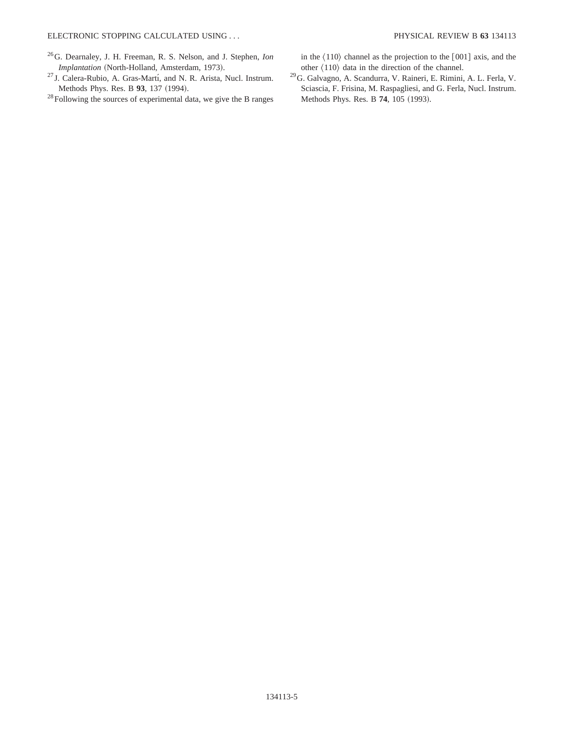[26] G. Dearnaley, J. H. Freeman, R. S. Nelson, and J. Stephen, *Ion Implantation* (North-Holland, Amsterdam, 1973).

[27] J. Calera-Rubio, A. Gras-Martí, and N. R. Arista, Nucl. Instrum. Methods Phys. Res. B **93**, 137 (1994).

[28] Following the sources of experimental data, we give the B ranges in the $\langle 110 \rangle$ channel as the projection to the $[001]$ axis, and the other $\langle 110 \rangle$ data in the direction of the channel.

[29] G. Galvagno, A. Scandurra, V. Raineri, E. Rimini, A. L. Ferla, V. Sciascia, F. Frisina, M. Raspagliesi, and G. Ferla, Nucl. Instrum. Methods Phys. Res. B **74**, 105 (1993).